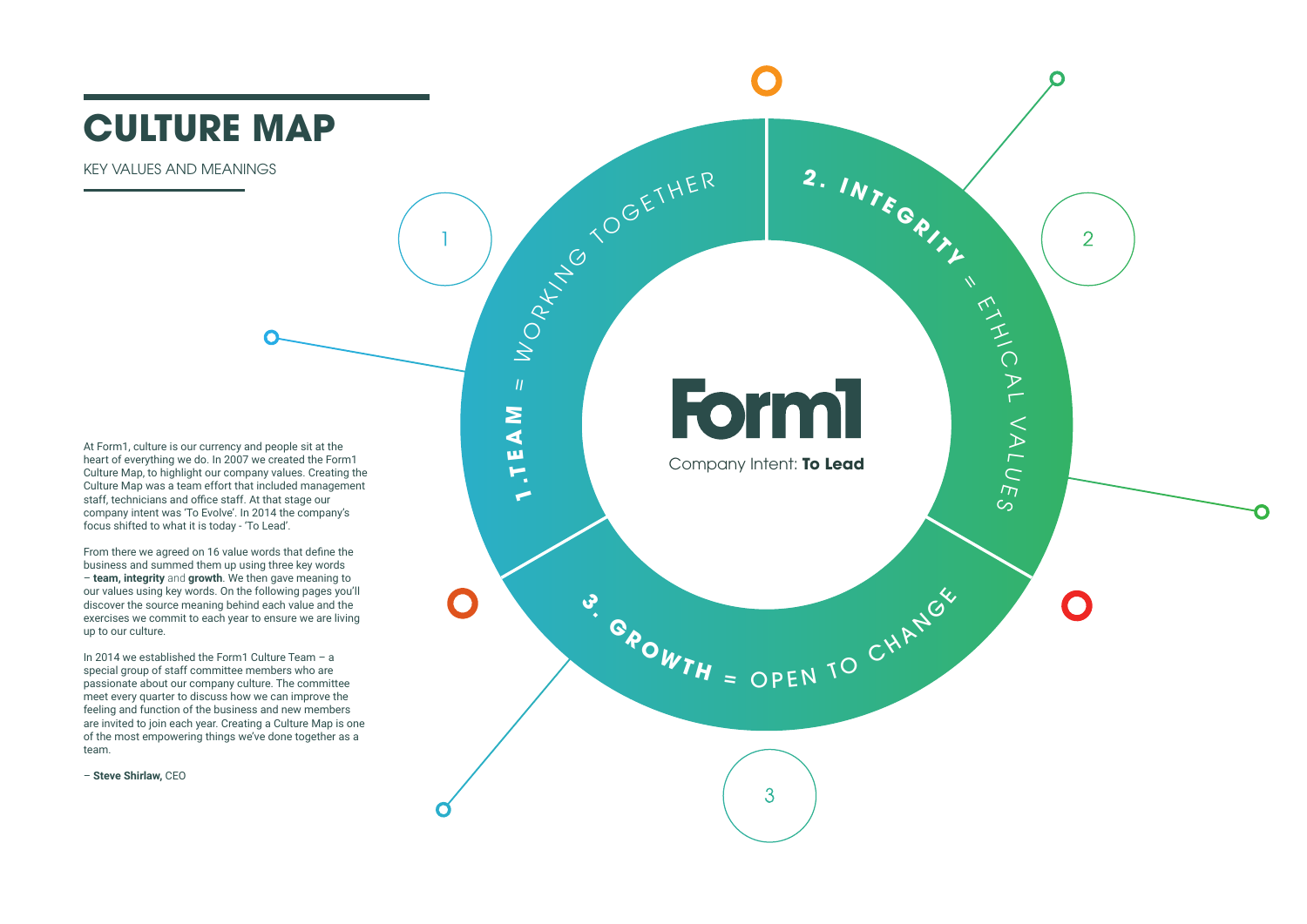# CULTURE MAP

KEY VALUES AND MEANINGS

At Form1, culture is our currency and people sit at the heart of everything we do. In 2007 we created the Form1 Culture Map, to highlight our company values. Creating the Culture Map was a team effort that included management staff, technicians and office staff. At that stage our company intent was 'To Evolve'. In 2014 the company's focus shifted to what it is today - 'To Lead'.

From there we agreed on 16 value words that define the business and summed them up using three key words – **team, integrity** and **growth**. We then gave meaning to our values using key words. On the following pages you'll discover the source meaning behind each value and the exercises we commit to each year to ensure we are living up to our culture.

In 2014 we established the Form1 Culture Team – a special group of staff committee members who are passionate about our company culture. The committee meet every quarter to discuss how we can improve the feeling and function of the business and new members are invited to join each year. Creating a Culture Map is one of the most empowering things we've done together as a team.

– **Steve Shirlaw,** CEO

Form1

Company Intent: **To Lead**

1. **1. TEAM** = WORKING TOGETHER
2. **2. INTEGRITY** = ETHICAL VALUES
3. **3. GROWTH** = OPEN TO CHANGE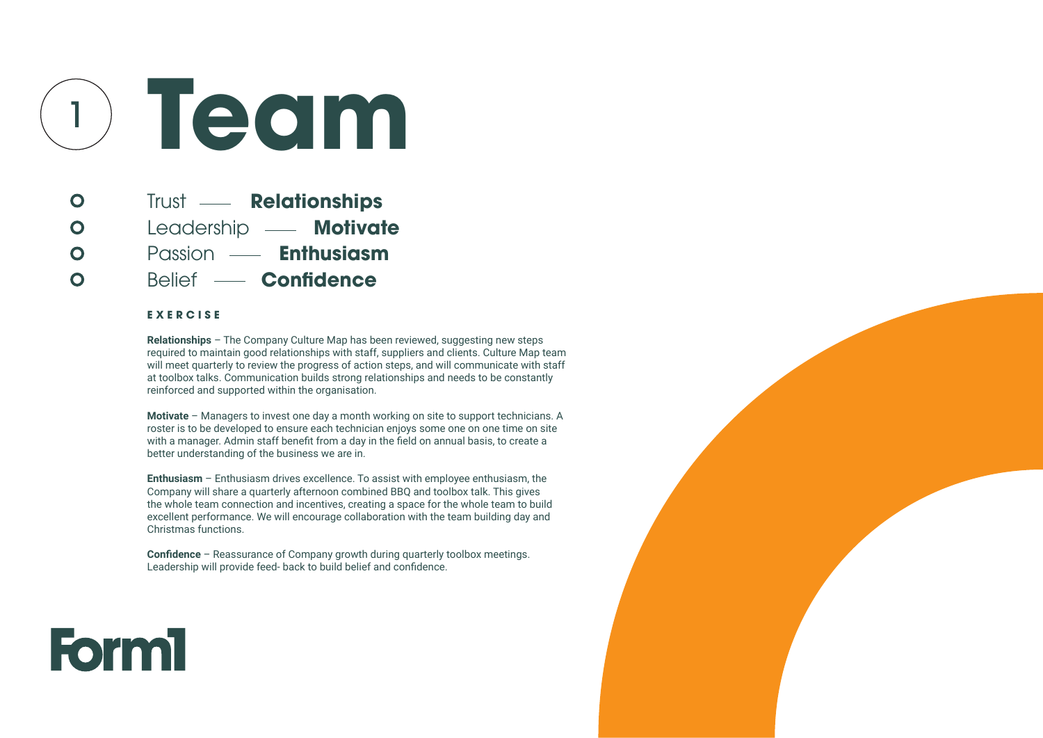# 1 Team

- Trust —— **Relationships**
- Leadership —— **Motivate**
- Passion —— **Enthusiasm**
- Belief —— **Confidence**

**EXERCISE**

**Relationships** – The Company Culture Map has been reviewed, suggesting new steps required to maintain good relationships with staff, suppliers and clients. Culture Map team will meet quarterly to review the progress of action steps, and will communicate with staff at toolbox talks. Communication builds strong relationships and needs to be constantly reinforced and supported within the organisation.

**Motivate** – Managers to invest one day a month working on site to support technicians. A roster is to be developed to ensure each technician enjoys some one on one time on site with a manager. Admin staff benefit from a day in the field on annual basis, to create a better understanding of the business we are in.

**Enthusiasm** – Enthusiasm drives excellence. To assist with employee enthusiasm, the Company will share a quarterly afternoon combined BBQ and toolbox talk. This gives the whole team connection and incentives, creating a space for the whole team to build excellent performance. We will encourage collaboration with the team building day and Christmas functions.

**Confidence** – Reassurance of Company growth during quarterly toolbox meetings. Leadership will provide feed- back to build belief and confidence.

Form1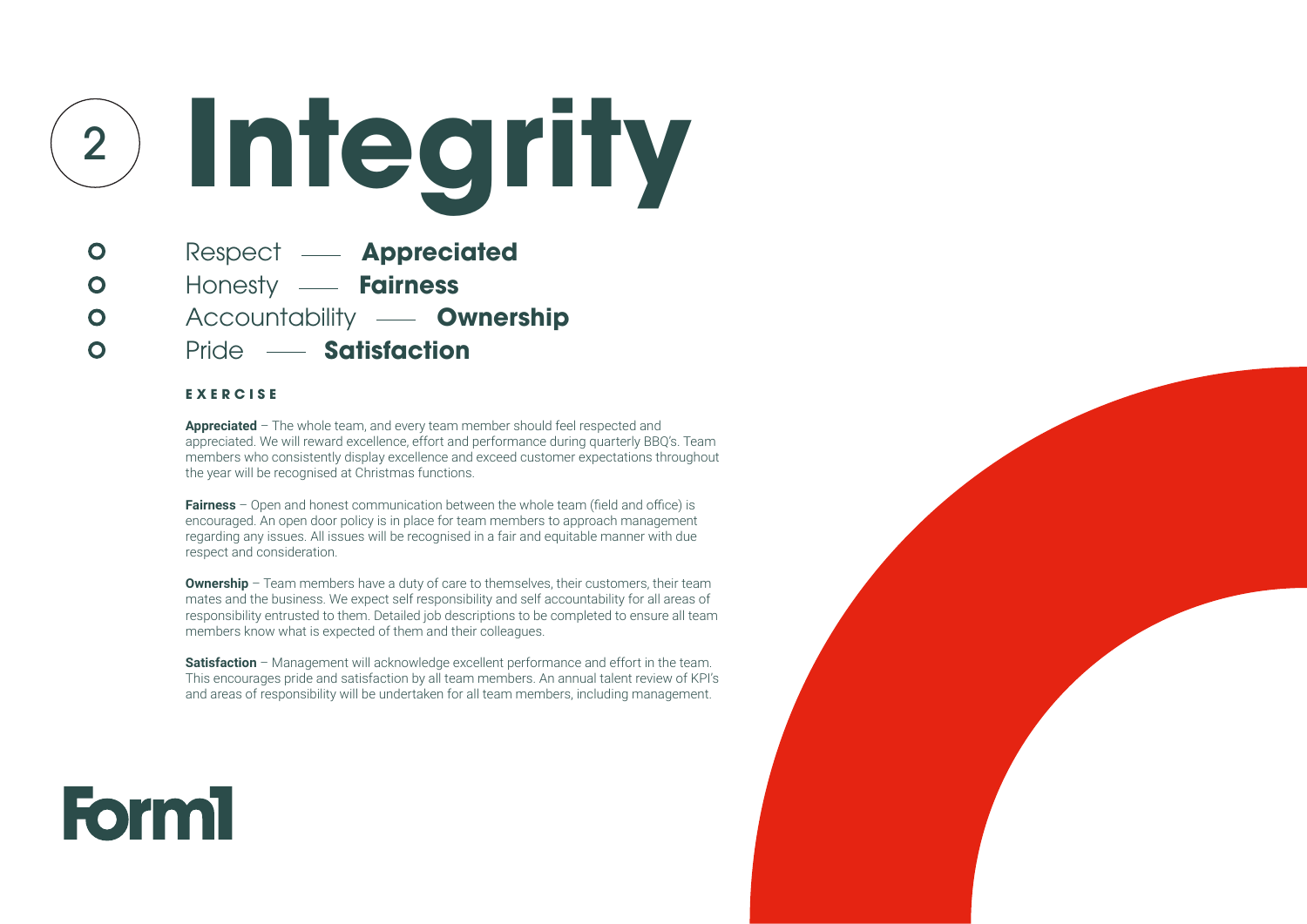# 2 Integrity

- Respect — **Appreciated**
- Honesty — **Fairness**
- Accountability — **Ownership**
- Pride — **Satisfaction**

**EXERCISE**

**Appreciated** – The whole team, and every team member should feel respected and appreciated. We will reward excellence, effort and performance during quarterly BBQ's. Team members who consistently display excellence and exceed customer expectations throughout the year will be recognised at Christmas functions.

**Fairness** – Open and honest communication between the whole team (field and office) is encouraged. An open door policy is in place for team members to approach management regarding any issues. All issues will be recognised in a fair and equitable manner with due respect and consideration.

**Ownership** – Team members have a duty of care to themselves, their customers, their team mates and the business. We expect self responsibility and self accountability for all areas of responsibility entrusted to them. Detailed job descriptions to be completed to ensure all team members know what is expected of them and their colleagues.

**Satisfaction** – Management will acknowledge excellent performance and effort in the team. This encourages pride and satisfaction by all team members. An annual talent review of KPI's and areas of responsibility will be undertaken for all team members, including management.

Form1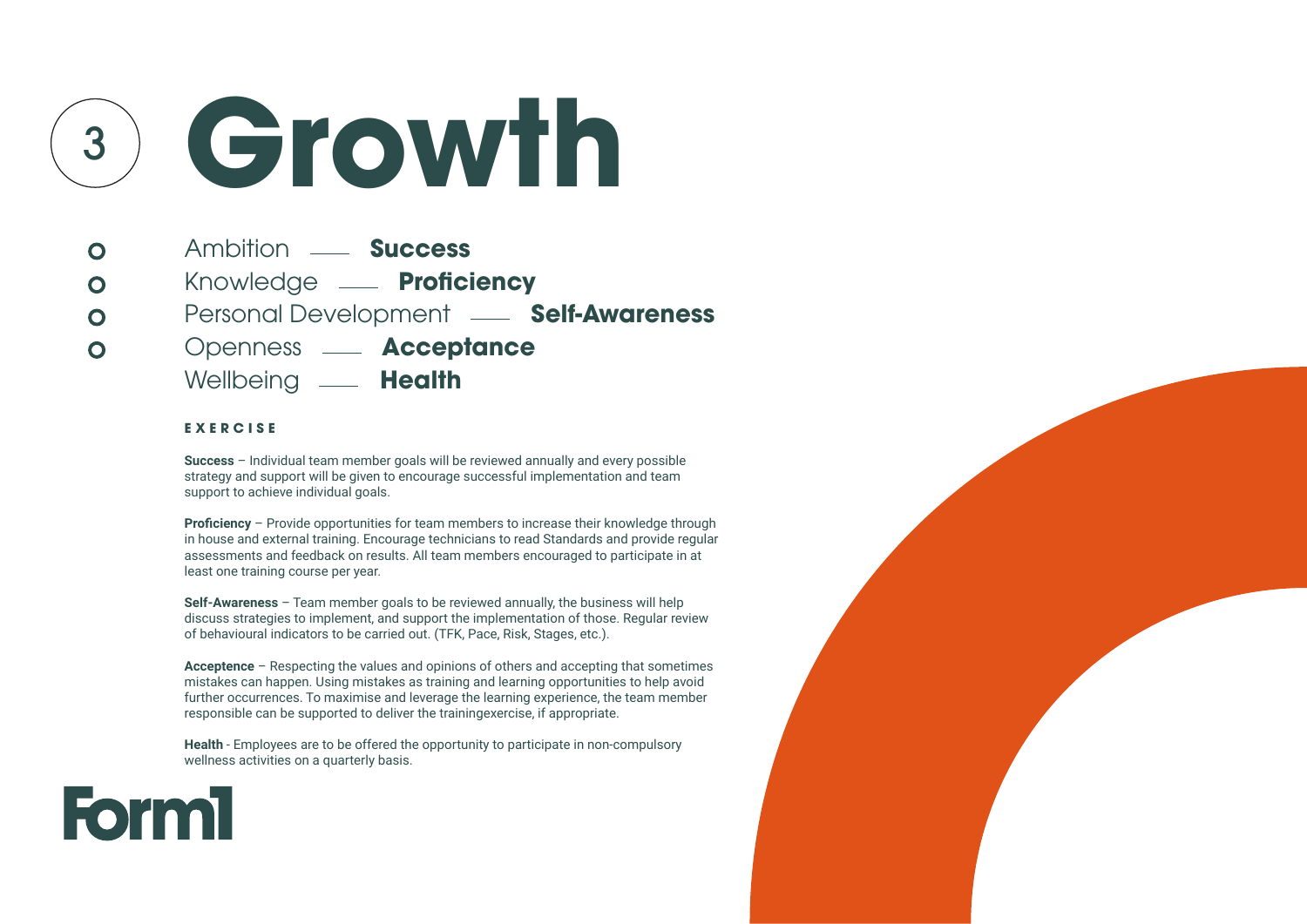# 3 Growth

- Ambition —— **Success**
- Knowledge —— **Proficiency**
- Personal Development —— **Self-Awareness**
- Openness —— **Acceptance**
- Wellbeing —— **Health**

**EXERCISE**

**Success** – Individual team member goals will be reviewed annually and every possible strategy and support will be given to encourage successful implementation and team support to achieve individual goals.

**Proficiency** – Provide opportunities for team members to increase their knowledge through in house and external training. Encourage technicians to read Standards and provide regular assessments and feedback on results. All team members encouraged to participate in at least one training course per year.

**Self-Awareness** – Team member goals to be reviewed annually, the business will help discuss strategies to implement, and support the implementation of those. Regular review of behavioural indicators to be carried out. (TFK, Pace, Risk, Stages, etc.).

**Acceptence** – Respecting the values and opinions of others and accepting that sometimes mistakes can happen. Using mistakes as training and learning opportunities to help avoid further occurrences. To maximise and leverage the learning experience, the team member responsible can be supported to deliver the trainingexercise, if appropriate.

**Health** - Employees are to be offered the opportunity to participate in non-compulsory wellness activities on a quarterly basis.

Form1